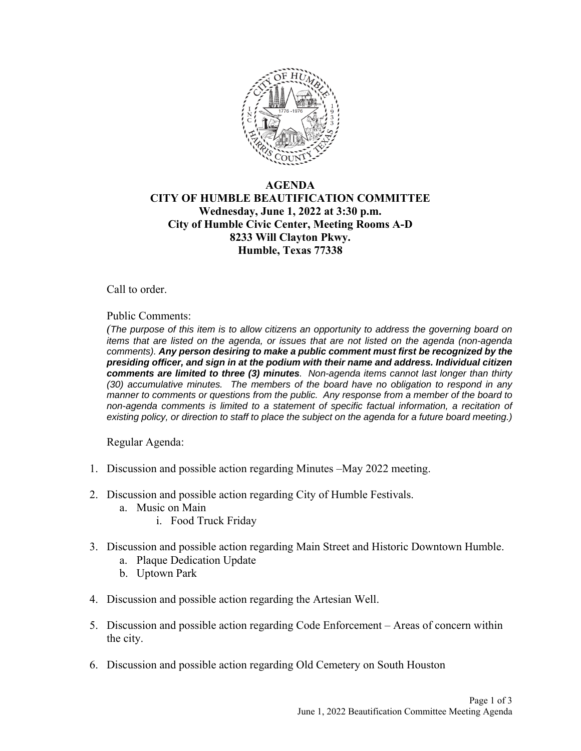# AGENDA
## CITY OF HUMBLE BEAUTIFICATION COMMITTEE
**Wednesday, June 1, 2022 at 3:30 p.m.**
**City of Humble Civic Center, Meeting Rooms A-D**
**8233 Will Clayton Pkwy.**
**Humble, Texas 77338**

Call to order.

Public Comments:

*(The purpose of this item is to allow citizens an opportunity to address the governing board on items that are listed on the agenda, or issues that are not listed on the agenda (non-agenda comments).* ***Any person desiring to make a public comment must first be recognized by the presiding officer, and sign in at the podium with their name and address. Individual citizen comments are limited to three (3) minutes****. Non-agenda items cannot last longer than thirty (30) accumulative minutes. The members of the board have no obligation to respond in any manner to comments or questions from the public. Any response from a member of the board to non-agenda comments is limited to a statement of specific factual information, a recitation of existing policy, or direction to staff to place the subject on the agenda for a future board meeting.)*

Regular Agenda:

1. Discussion and possible action regarding Minutes –May 2022 meeting.
2. Discussion and possible action regarding City of Humble Festivals.
   a. Music on Main
      i. Food Truck Friday
3. Discussion and possible action regarding Main Street and Historic Downtown Humble.
   a. Plaque Dedication Update
   b. Uptown Park
4. Discussion and possible action regarding the Artesian Well.
5. Discussion and possible action regarding Code Enforcement – Areas of concern within the city.
6. Discussion and possible action regarding Old Cemetery on South Houston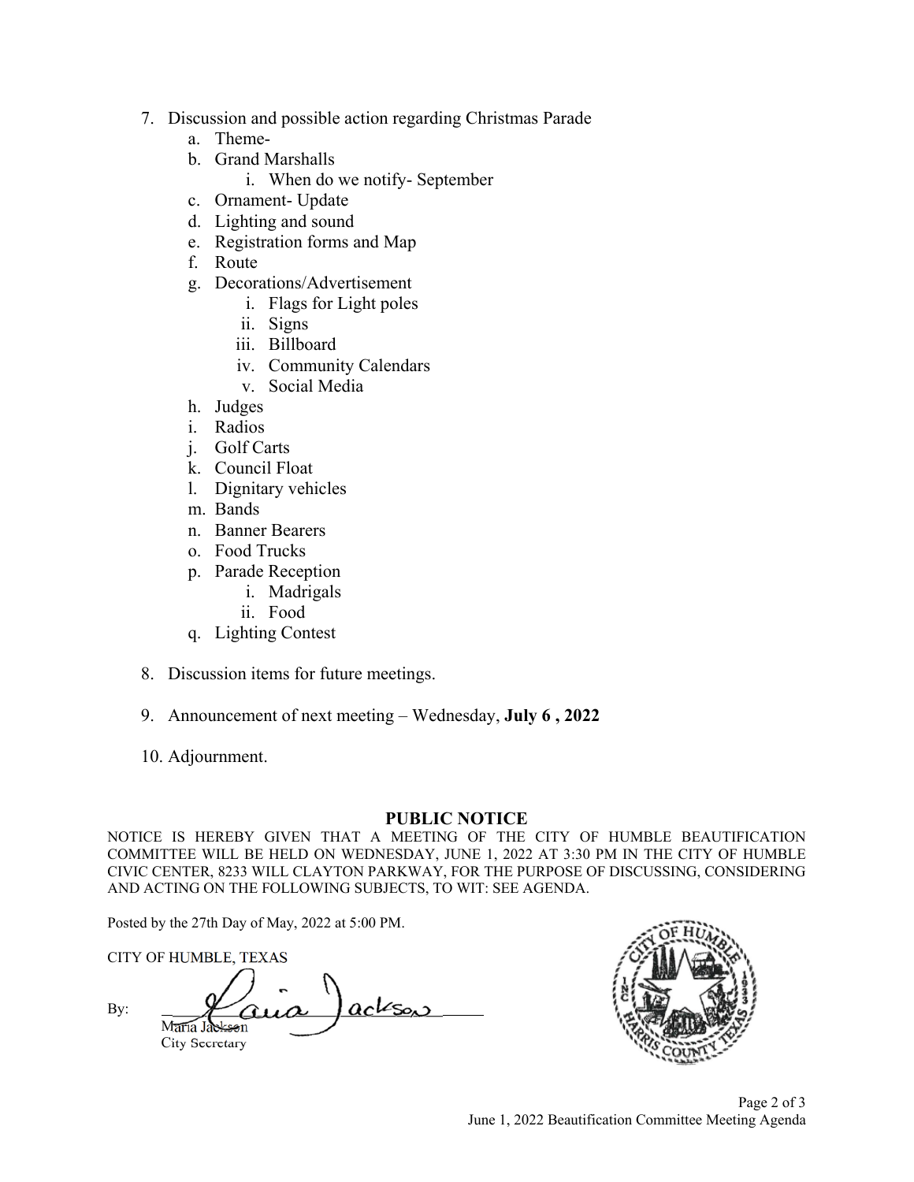7. Discussion and possible action regarding Christmas Parade
   a. Theme-
   b. Grand Marshalls
      i. When do we notify- September
   c. Ornament- Update
   d. Lighting and sound
   e. Registration forms and Map
   f. Route
   g. Decorations/Advertisement
      i. Flags for Light poles
      ii. Signs
      iii. Billboard
      iv. Community Calendars
      v. Social Media
   h. Judges
   i. Radios
   j. Golf Carts
   k. Council Float
   l. Dignitary vehicles
   m. Bands
   n. Banner Bearers
   o. Food Trucks
   p. Parade Reception
      i. Madrigals
      ii. Food
   q. Lighting Contest

8. Discussion items for future meetings.

9. Announcement of next meeting – Wednesday, **July 6 , 2022**

10. Adjournment.

## PUBLIC NOTICE

NOTICE IS HEREBY GIVEN THAT A MEETING OF THE CITY OF HUMBLE BEAUTIFICATION COMMITTEE WILL BE HELD ON WEDNESDAY, JUNE 1, 2022 AT 3:30 PM IN THE CITY OF HUMBLE CIVIC CENTER, 8233 WILL CLAYTON PARKWAY, FOR THE PURPOSE OF DISCUSSING, CONSIDERING AND ACTING ON THE FOLLOWING SUBJECTS, TO WIT: SEE AGENDA.

Posted by the 27th Day of May, 2022 at 5:00 PM.

CITY OF HUMBLE, TEXAS

By: Maria Jackson
Maria Jackson
City Secretary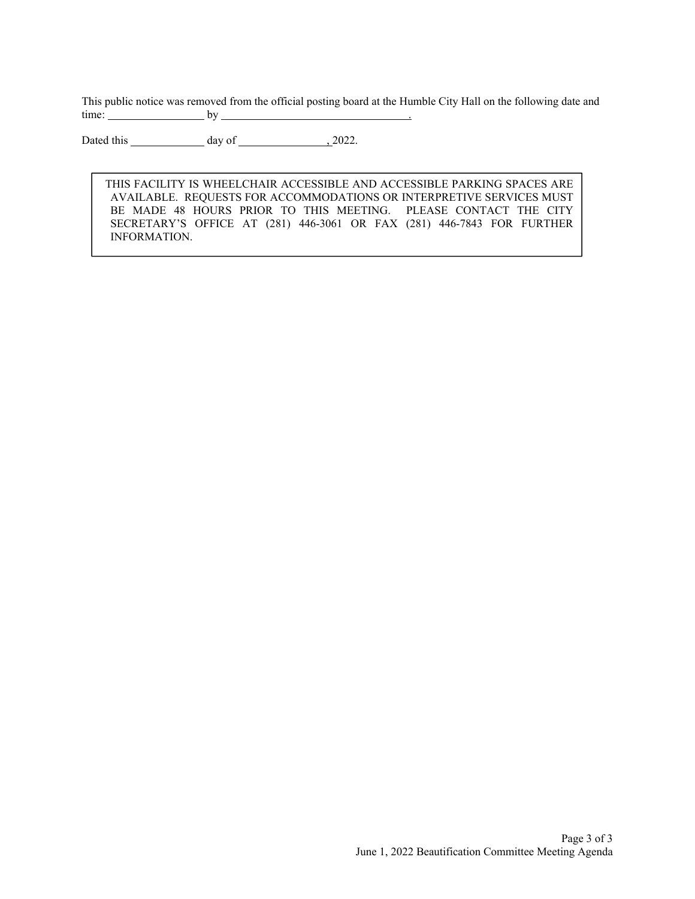This public notice was removed from the official posting board at the Humble City Hall on the following date and time: \_\_\_\_\_\_\_\_\_\_\_\_\_\_\_\_\_ by \_\_\_\_\_\_\_\_\_\_\_\_\_\_\_\_\_\_\_\_\_\_\_\_\_\_\_\_\_\_\_\_\_\_.

Dated this \_\_\_\_\_\_\_\_\_\_\_\_\_ day of \_\_\_\_\_\_\_\_\_\_\_\_\_\_\_\_, 2022.

THIS FACILITY IS WHEELCHAIR ACCESSIBLE AND ACCESSIBLE PARKING SPACES ARE AVAILABLE. REQUESTS FOR ACCOMMODATIONS OR INTERPRETIVE SERVICES MUST BE MADE 48 HOURS PRIOR TO THIS MEETING. PLEASE CONTACT THE CITY SECRETARY'S OFFICE AT (281) 446-3061 OR FAX (281) 446-7843 FOR FURTHER INFORMATION.